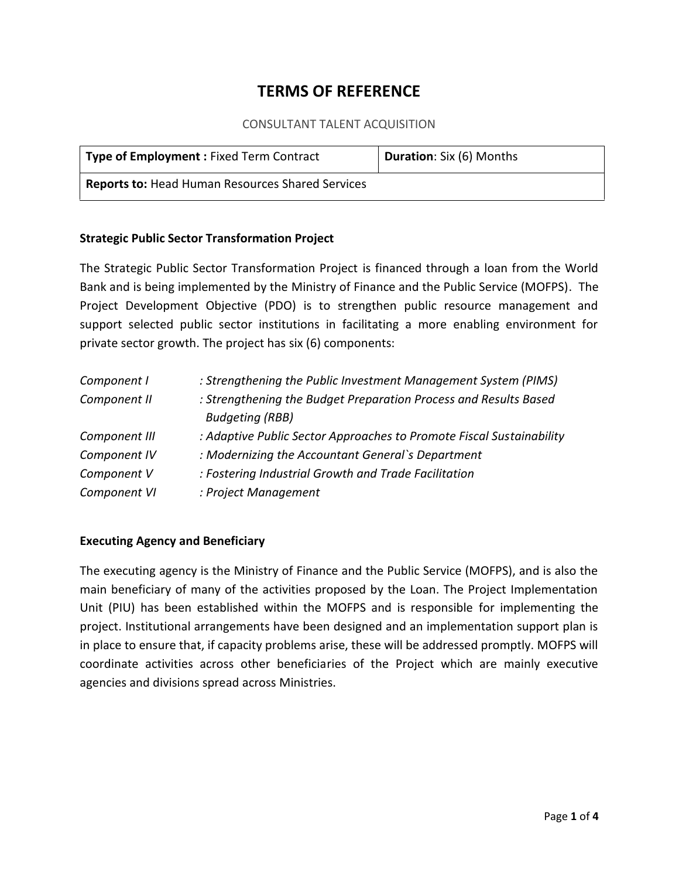# TERMS OF REFERENCE

CONSULTANT TALENT ACQUISITION

| **Type of Employment :** Fixed Term Contract | **Duration**: Six (6) Months |
|---|---|
| **Reports to:** Head Human Resources Shared Services | |

### Strategic Public Sector Transformation Project

The Strategic Public Sector Transformation Project is financed through a loan from the World Bank and is being implemented by the Ministry of Finance and the Public Service (MOFPS). The Project Development Objective (PDO) is to strengthen public resource management and support selected public sector institutions in facilitating a more enabling environment for private sector growth. The project has six (6) components:

| | |
|---|---|
| *Component I* | *: Strengthening the Public Investment Management System (PIMS)* |
| *Component II* | *: Strengthening the Budget Preparation Process and Results Based Budgeting (RBB)* |
| *Component III* | *: Adaptive Public Sector Approaches to Promote Fiscal Sustainability* |
| *Component IV* | *: Modernizing the Accountant General`s Department* |
| *Component V* | *: Fostering Industrial Growth and Trade Facilitation* |
| *Component VI* | *: Project Management* |

### Executing Agency and Beneficiary

The executing agency is the Ministry of Finance and the Public Service (MOFPS), and is also the main beneficiary of many of the activities proposed by the Loan. The Project Implementation Unit (PIU) has been established within the MOFPS and is responsible for implementing the project. Institutional arrangements have been designed and an implementation support plan is in place to ensure that, if capacity problems arise, these will be addressed promptly. MOFPS will coordinate activities across other beneficiaries of the Project which are mainly executive agencies and divisions spread across Ministries.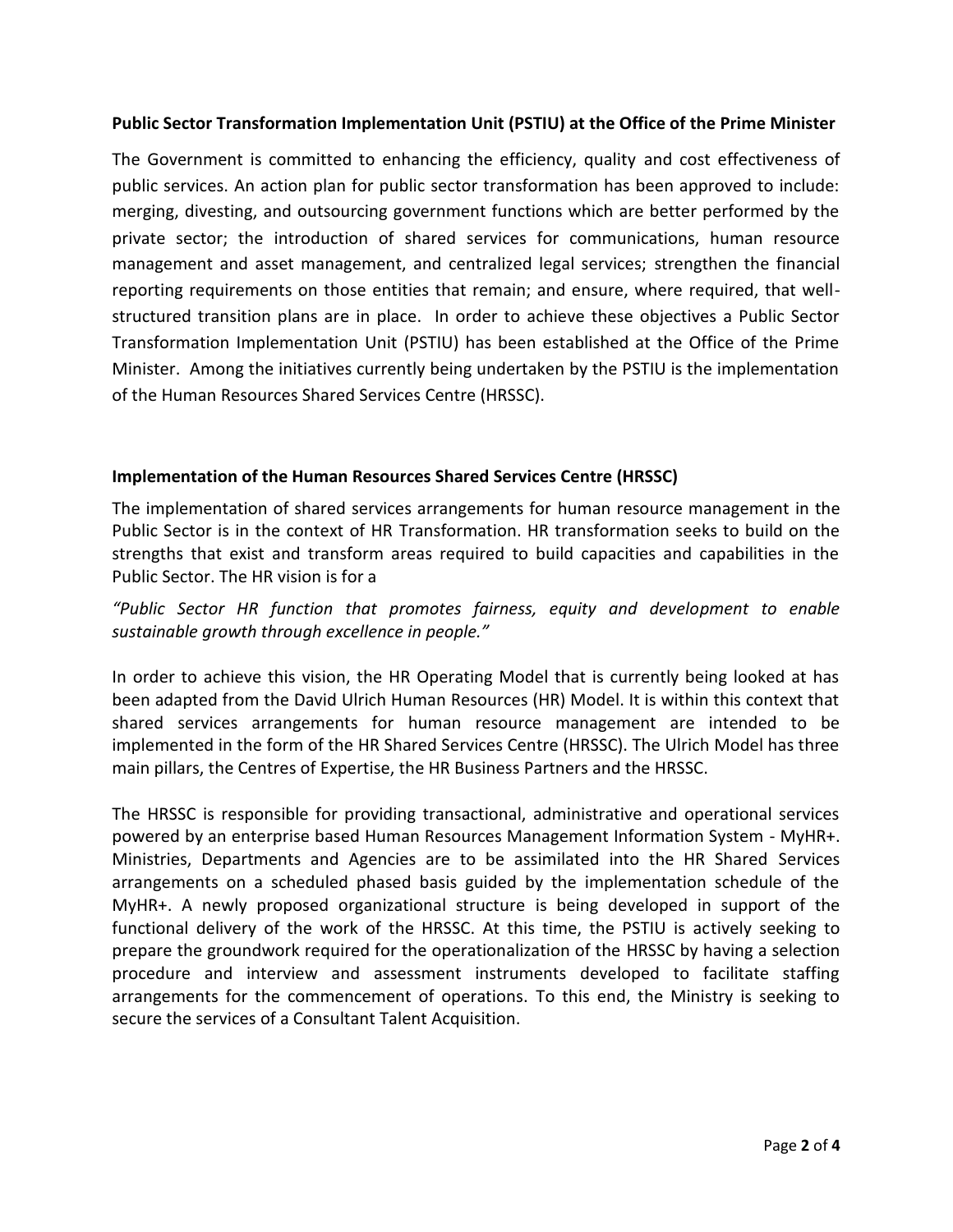**Public Sector Transformation Implementation Unit (PSTIU) at the Office of the Prime Minister**

The Government is committed to enhancing the efficiency, quality and cost effectiveness of public services. An action plan for public sector transformation has been approved to include: merging, divesting, and outsourcing government functions which are better performed by the private sector; the introduction of shared services for communications, human resource management and asset management, and centralized legal services; strengthen the financial reporting requirements on those entities that remain; and ensure, where required, that well-structured transition plans are in place. In order to achieve these objectives a Public Sector Transformation Implementation Unit (PSTIU) has been established at the Office of the Prime Minister. Among the initiatives currently being undertaken by the PSTIU is the implementation of the Human Resources Shared Services Centre (HRSSC).

**Implementation of the Human Resources Shared Services Centre (HRSSC)**

The implementation of shared services arrangements for human resource management in the Public Sector is in the context of HR Transformation. HR transformation seeks to build on the strengths that exist and transform areas required to build capacities and capabilities in the Public Sector. The HR vision is for a

*"Public Sector HR function that promotes fairness, equity and development to enable sustainable growth through excellence in people."*

In order to achieve this vision, the HR Operating Model that is currently being looked at has been adapted from the David Ulrich Human Resources (HR) Model. It is within this context that shared services arrangements for human resource management are intended to be implemented in the form of the HR Shared Services Centre (HRSSC). The Ulrich Model has three main pillars, the Centres of Expertise, the HR Business Partners and the HRSSC.

The HRSSC is responsible for providing transactional, administrative and operational services powered by an enterprise based Human Resources Management Information System - MyHR+. Ministries, Departments and Agencies are to be assimilated into the HR Shared Services arrangements on a scheduled phased basis guided by the implementation schedule of the MyHR+. A newly proposed organizational structure is being developed in support of the functional delivery of the work of the HRSSC. At this time, the PSTIU is actively seeking to prepare the groundwork required for the operationalization of the HRSSC by having a selection procedure and interview and assessment instruments developed to facilitate staffing arrangements for the commencement of operations. To this end, the Ministry is seeking to secure the services of a Consultant Talent Acquisition.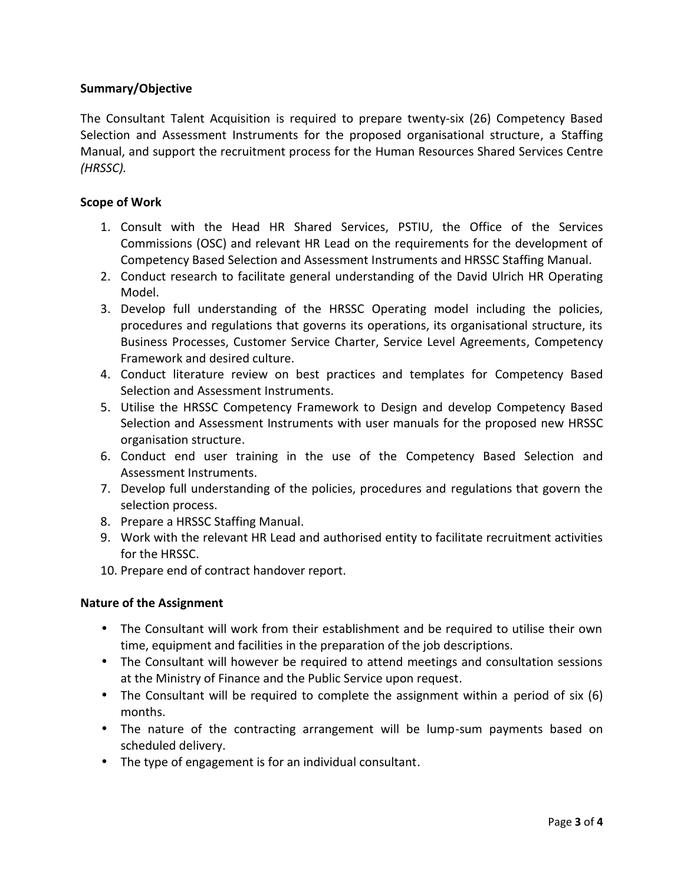**Summary/Objective**

The Consultant Talent Acquisition is required to prepare twenty-six (26) Competency Based Selection and Assessment Instruments for the proposed organisational structure, a Staffing Manual, and support the recruitment process for the Human Resources Shared Services Centre *(HRSSC).*

**Scope of Work**

1. Consult with the Head HR Shared Services, PSTIU, the Office of the Services Commissions (OSC) and relevant HR Lead on the requirements for the development of Competency Based Selection and Assessment Instruments and HRSSC Staffing Manual.
2. Conduct research to facilitate general understanding of the David Ulrich HR Operating Model.
3. Develop full understanding of the HRSSC Operating model including the policies, procedures and regulations that governs its operations, its organisational structure, its Business Processes, Customer Service Charter, Service Level Agreements, Competency Framework and desired culture.
4. Conduct literature review on best practices and templates for Competency Based Selection and Assessment Instruments.
5. Utilise the HRSSC Competency Framework to Design and develop Competency Based Selection and Assessment Instruments with user manuals for the proposed new HRSSC organisation structure.
6. Conduct end user training in the use of the Competency Based Selection and Assessment Instruments.
7. Develop full understanding of the policies, procedures and regulations that govern the selection process.
8. Prepare a HRSSC Staffing Manual.
9. Work with the relevant HR Lead and authorised entity to facilitate recruitment activities for the HRSSC.
10. Prepare end of contract handover report.

**Nature of the Assignment**

- The Consultant will work from their establishment and be required to utilise their own time, equipment and facilities in the preparation of the job descriptions.
- The Consultant will however be required to attend meetings and consultation sessions at the Ministry of Finance and the Public Service upon request.
- The Consultant will be required to complete the assignment within a period of six (6) months.
- The nature of the contracting arrangement will be lump-sum payments based on scheduled delivery.
- The type of engagement is for an individual consultant.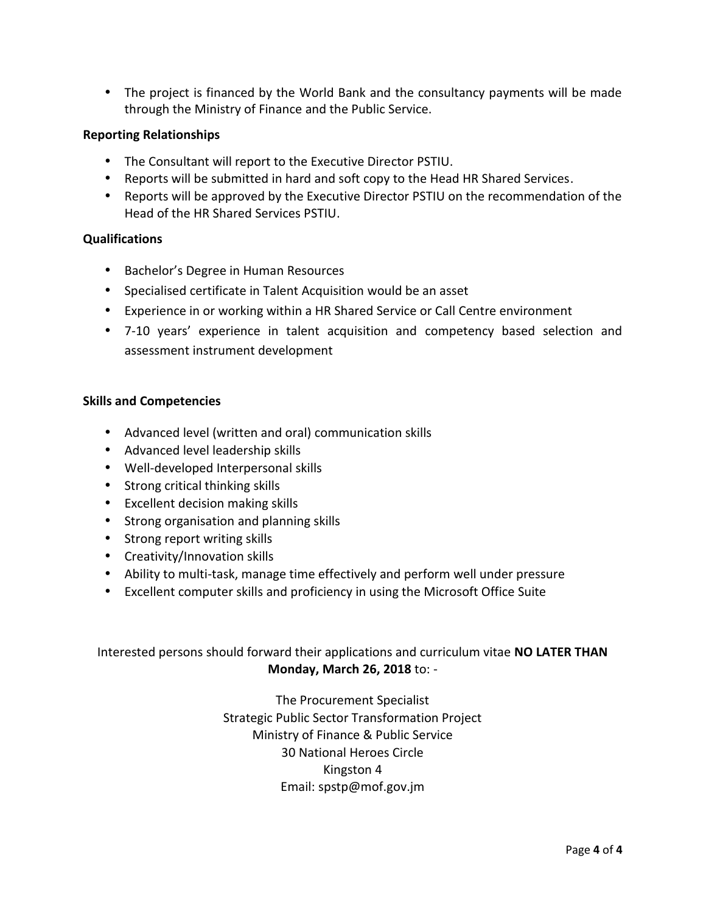- The project is financed by the World Bank and the consultancy payments will be made through the Ministry of Finance and the Public Service.

**Reporting Relationships**

- The Consultant will report to the Executive Director PSTIU.
- Reports will be submitted in hard and soft copy to the Head HR Shared Services.
- Reports will be approved by the Executive Director PSTIU on the recommendation of the Head of the HR Shared Services PSTIU.

**Qualifications**

- Bachelor's Degree in Human Resources
- Specialised certificate in Talent Acquisition would be an asset
- Experience in or working within a HR Shared Service or Call Centre environment
- 7-10 years' experience in talent acquisition and competency based selection and assessment instrument development

**Skills and Competencies**

- Advanced level (written and oral) communication skills
- Advanced level leadership skills
- Well-developed Interpersonal skills
- Strong critical thinking skills
- Excellent decision making skills
- Strong organisation and planning skills
- Strong report writing skills
- Creativity/Innovation skills
- Ability to multi-task, manage time effectively and perform well under pressure
- Excellent computer skills and proficiency in using the Microsoft Office Suite

Interested persons should forward their applications and curriculum vitae **NO LATER THAN Monday, March 26, 2018** to: -

The Procurement Specialist
Strategic Public Sector Transformation Project
Ministry of Finance & Public Service
30 National Heroes Circle
Kingston 4
Email: spstp@mof.gov.jm